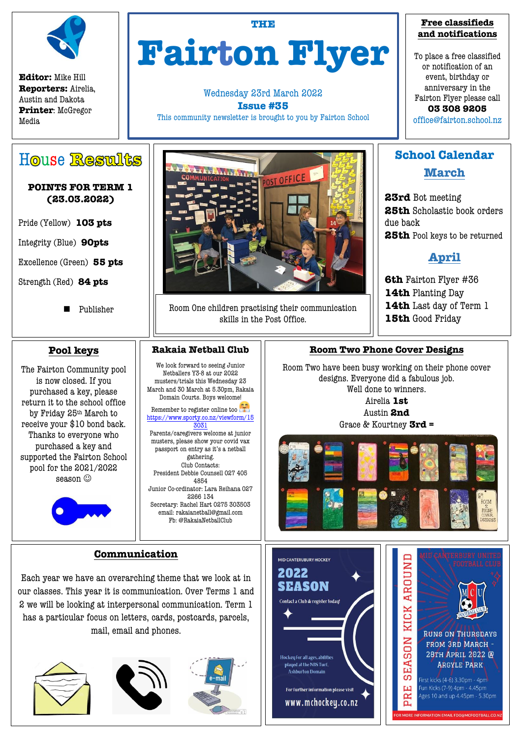**Editor:** Mike Hill
**Reporters:** Airelia, Austin and Dakota
**Printer**: McGregor Media

THE

# Fairton Flyer

Wednesday 23rd March 2022
**Issue #35**
This community newsletter is brought to you by Fairton School

**Free classifieds and notifications**

To place a free classified or notification of an event, birthday or anniversary in the Fairton Flyer please call
**03 308 9205**
office@fairton.school.nz

## House Results

**POINTS FOR TERM 1 (23.03.2022)**

Pride (Yellow) **103 pts**

Integrity (Blue) **90pts**

Excellence (Green) **55 pts**

Strength (Red) **84 pts**

■ Publisher

Room One children practising their communication skills in the Post Office.

## School Calendar

### March

**23rd** Bot meeting
**25th** Scholastic book orders due back
**25th** Pool keys to be returned

### April

**6th** Fairton Flyer #36
**14th** Planting Day
**14th** Last day of Term 1
**15th** Good Friday

## Pool keys

The Fairton Community pool is now closed. If you purchased a key, please return it to the school office by Friday 25th March to receive your $10 bond back. Thanks to everyone who purchased a key and supported the Fairton School pool for the 2021/2022 season ☺

## Rakaia Netball Club

We look forward to seeing Junior Netballers Y3-8 at our 2022 musters/trials this Wednesday 23 March and 30 March at 3.30pm, Rakaia Domain Courts. Boys welcome!

Remember to register online too
https://www.sporty.co.nz/viewform/153031

Parents/caregivers welcome at junior musters, please show your covid vax passport on entry as it's a netball gathering.

Club Contacts:
President Debbie Counsell 027 405 4854
Junior Co-ordinator: Lara Reihana 027 2266 134
Secretary: Rachel Hart 0275 303503
email: rakaianetball@gmail.com
Fb: @RakaiaNetballClub

## Room Two Phone Cover Designs

Room Two have been busy working on their phone cover designs. Everyone did a fabulous job.
Well done to winners.
Airelia **1st**
Austin **2nd**
Grace & Kourtney **3rd =**

## Communication

Each year we have an overarching theme that we look at in our classes. This year it is communication. Over Terms 1 and 2 we will be looking at interpersonal communication. Term 1 has a particular focus on letters, cards, postcards, parcels, mail, email and phones.

MID CANTERBURY HOCKEY

**2022 SEASON**

Contact a Club & register today!

Hockey for all ages, abilities played at the NBS Turf, Ashburton Domain

For further information please visit
www.mchockey.co.nz

MID CANTERBURY UNITED FOOTBALL CLUB

PRE SEASON KICK AROUND

Runs on Thursdays from 3rd March - 28th April 2022 @ Argyle Park

First kicks (4-6) 3.30pm - 4pm
Fun Kicks (7-9) 4pm - 4.45pm
Ages 10 and up 4.45pm - 5.30pm

FOR MORE INFORMATION EMAIL FDO@MCFOOTBALL.CO.NZ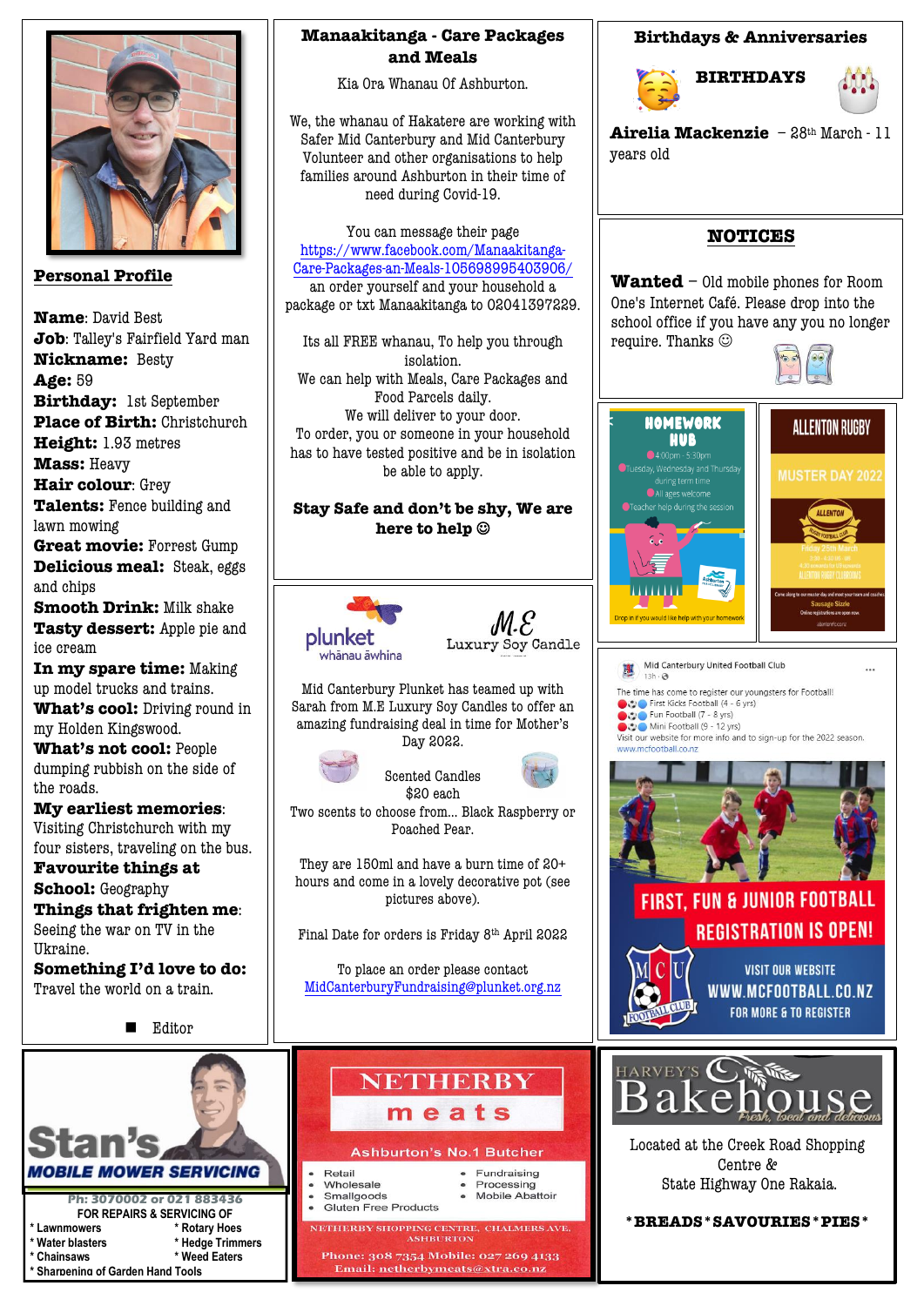## Personal Profile

**Name**: David Best
**Job**: Talley's Fairfield Yard man
**Nickname:** Besty
**Age:** 59
**Birthday:** 1st September
**Place of Birth:** Christchurch
**Height:** 1.93 metres
**Mass:** Heavy
**Hair colour**: Grey
**Talents:** Fence building and lawn mowing
**Great movie:** Forrest Gump
**Delicious meal:** Steak, eggs and chips
**Smooth Drink:** Milk shake
**Tasty dessert:** Apple pie and ice cream
**In my spare time:** Making up model trucks and trains.
**What's cool:** Driving round in my Holden Kingswood.
**What's not cool:** People dumping rubbish on the side of the roads.
**My earliest memories**: Visiting Christchurch with my four sisters, traveling on the bus.
**Favourite things at School:** Geography
**Things that frighten me**: Seeing the war on TV in the Ukraine.
**Something I'd love to do:** Travel the world on a train.

■ Editor

## Manaakitanga - Care Packages and Meals

Kia Ora Whanau Of Ashburton.

We, the whanau of Hakatere are working with Safer Mid Canterbury and Mid Canterbury Volunteer and other organisations to help families around Ashburton in their time of need during Covid-19.

You can message their page https://www.facebook.com/Manaakitanga-Care-Packages-an-Meals-105698995403906/ an order yourself and your household a package or txt Manaakitanga to 02041397229.

Its all FREE whanau, To help you through isolation.
We can help with Meals, Care Packages and Food Parcels daily.
We will deliver to your door.
To order, you or someone in your household has to have tested positive and be in isolation be able to apply.

**Stay Safe and don't be shy, We are here to help ☺**

## Birthdays & Anniversaries

### BIRTHDAYS

**Airelia Mackenzie** – 28th March - 11 years old

## NOTICES

**Wanted** – Old mobile phones for Room One's Internet Café. Please drop into the school office if you have any you no longer require. Thanks ☺

**HOMEWORK HUB**
- 4:00pm - 5:30pm
- Tuesday, Wednesday and Thursday during term time
- All ages welcome
- Teacher help during the session

Drop in if you would like help with your homework

**ALLENTON RUGBY**
MUSTER DAY 2022
Friday 25th March
Come along to our muster day and meet your team and coaches
Sausage Sizzle
Online registrations are open now

plunket whānau āwhina | M.E Luxury Soy Candle

Mid Canterbury Plunket has teamed up with Sarah from M.E Luxury Soy Candles to offer an amazing fundraising deal in time for Mother's Day 2022.

Scented Candles
$20 each
Two scents to choose from... Black Raspberry or Poached Pear.

They are 150ml and have a burn time of 20+ hours and come in a lovely decorative pot (see pictures above).

Final Date for orders is Friday 8th April 2022

To place an order please contact MidCanterburyFundraising@plunket.org.nz

Mid Canterbury United Football Club
13h

The time has come to register our youngsters for Football!
- First Kicks Football (4 - 6 yrs)
- Fun Football (7 - 8 yrs)
- Mini Football (9 - 12 yrs)

Visit our website for more info and to sign-up for the 2022 season.
www.mcfootball.co.nz

**FIRST, FUN & JUNIOR FOOTBALL REGISTRATION IS OPEN!**
VISIT OUR WEBSITE
WWW.MCFOOTBALL.CO.NZ
FOR MORE & TO REGISTER

**Stan's MOBILE MOWER SERVICING**
Ph: 3070002 or 021 883436
FOR REPAIRS & SERVICING OF
- Lawnmowers
- Rotary Hoes
- Water blasters
- Hedge Trimmers
- Chainsaws
- Weed Eaters
- Sharpening of Garden Hand Tools

**NETHERBY meats**
Ashburton's No.1 Butcher
- Retail
- Wholesale
- Smallgoods
- Gluten Free Products
- Fundraising
- Processing
- Mobile Abattoir

NETHERBY SHOPPING CENTRE, CHALMERS AVE. ASHBURTON
Phone: 308 7354 Mobile: 027 269 4133
Email: netherbymeats@xtra.co.nz

**HARVEY'S Bakehouse**
Fresh, local and delicious

Located at the Creek Road Shopping Centre &
State Highway One Rakaia.

**\*BREADS\*SAVOURIES\*PIES\***